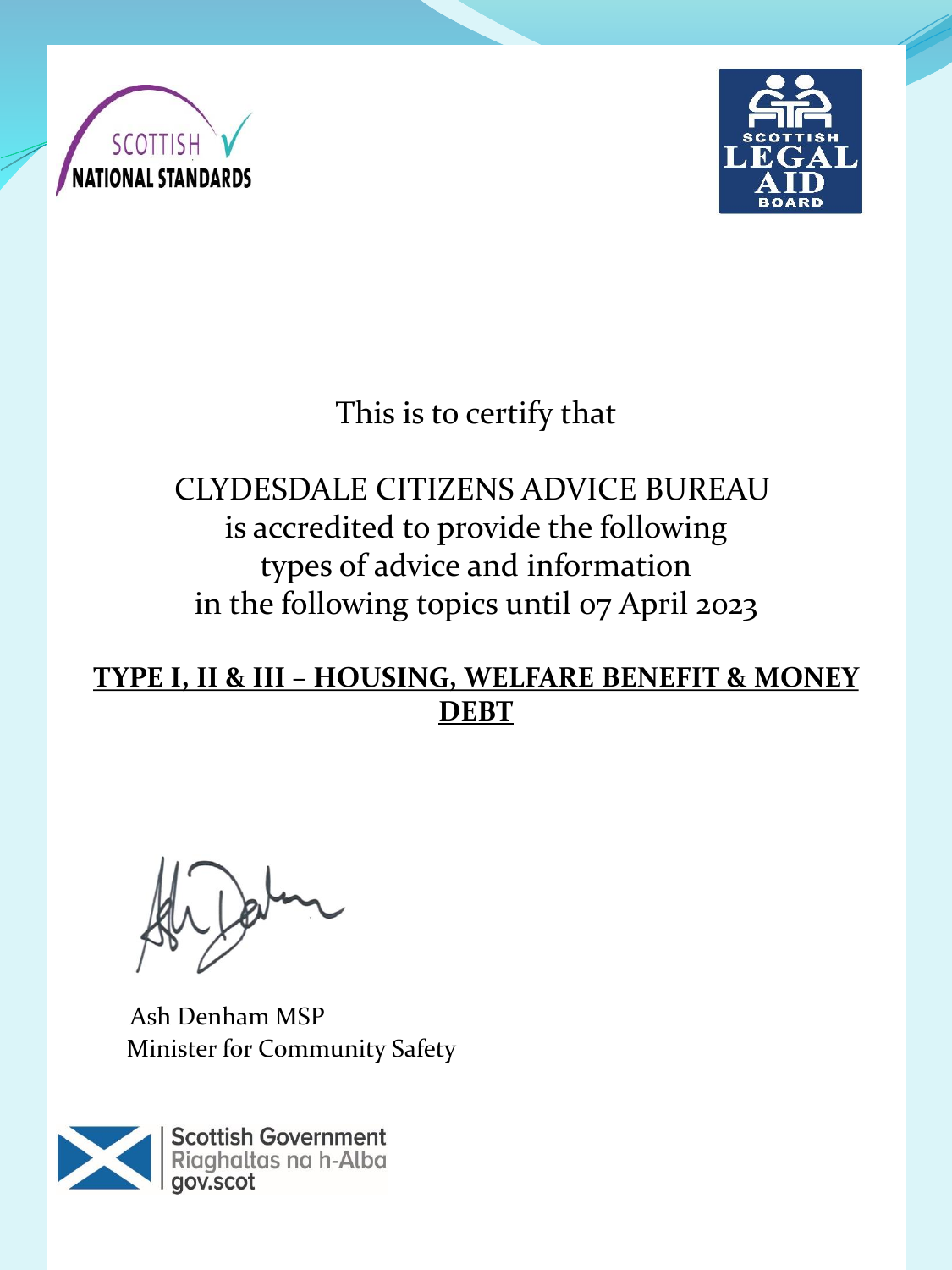SCOTTISH NATIONAL STANDARDS

SCOTTISH LEGAL AID BOARD

This is to certify that

CLYDESDALE CITIZENS ADVICE BUREAU
is accredited to provide the following
types of advice and information
in the following topics until 07 April 2023

**TYPE I, II & III – HOUSING, WELFARE BENEFIT & MONEY DEBT**

Ash Denham MSP
Minister for Community Safety

Scottish Government
Riaghaltas na h-Alba
gov.scot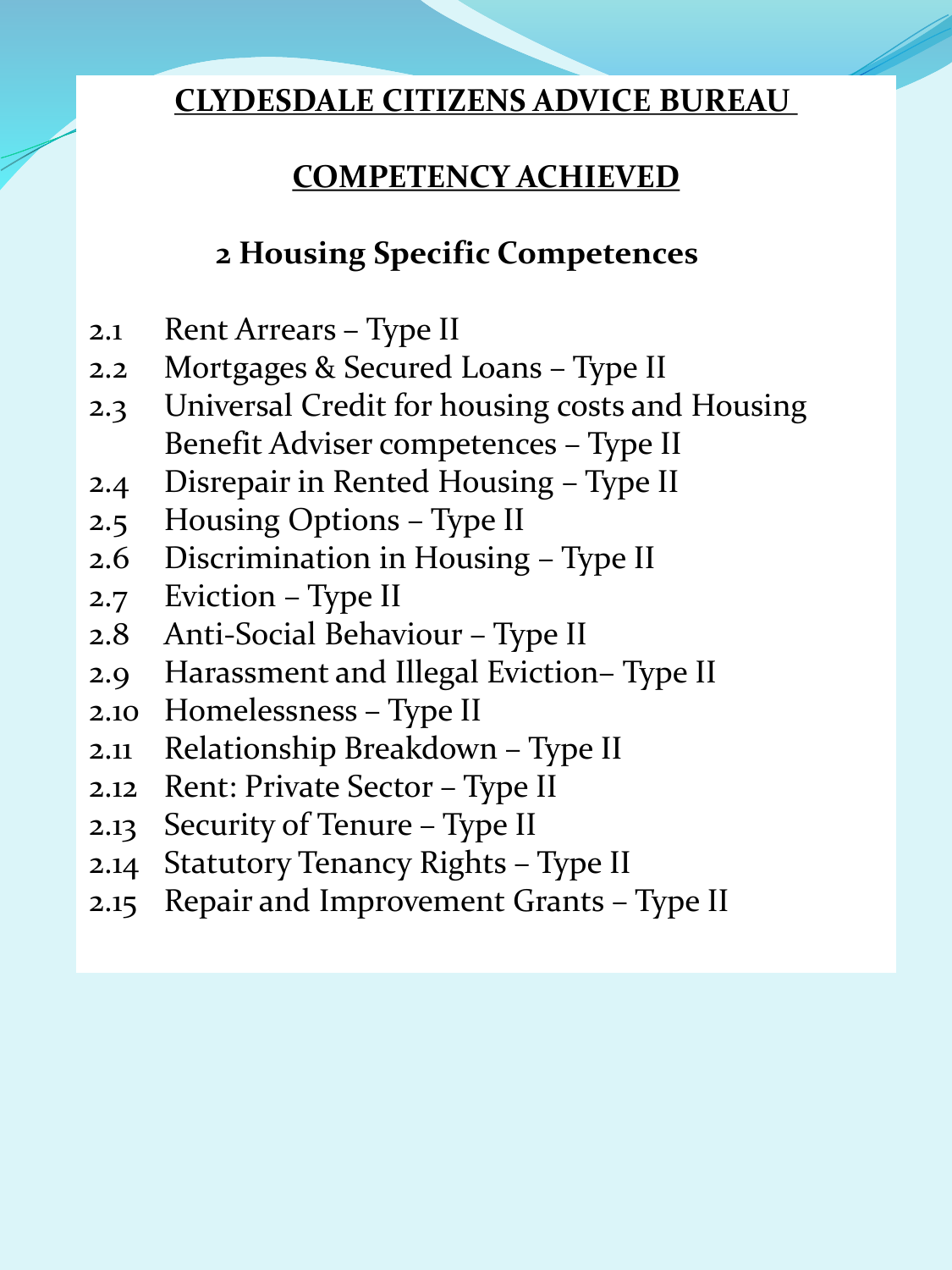**CLYDESDALE CITIZENS ADVICE BUREAU**

**COMPETENCY ACHIEVED**

## 2 Housing Specific Competences

2.1 Rent Arrears – Type II
2.2 Mortgages & Secured Loans – Type II
2.3 Universal Credit for housing costs and Housing Benefit Adviser competences – Type II
2.4 Disrepair in Rented Housing – Type II
2.5 Housing Options – Type II
2.6 Discrimination in Housing – Type II
2.7 Eviction – Type II
2.8 Anti-Social Behaviour – Type II
2.9 Harassment and Illegal Eviction– Type II
2.10 Homelessness – Type II
2.11 Relationship Breakdown – Type II
2.12 Rent: Private Sector – Type II
2.13 Security of Tenure – Type II
2.14 Statutory Tenancy Rights – Type II
2.15 Repair and Improvement Grants – Type II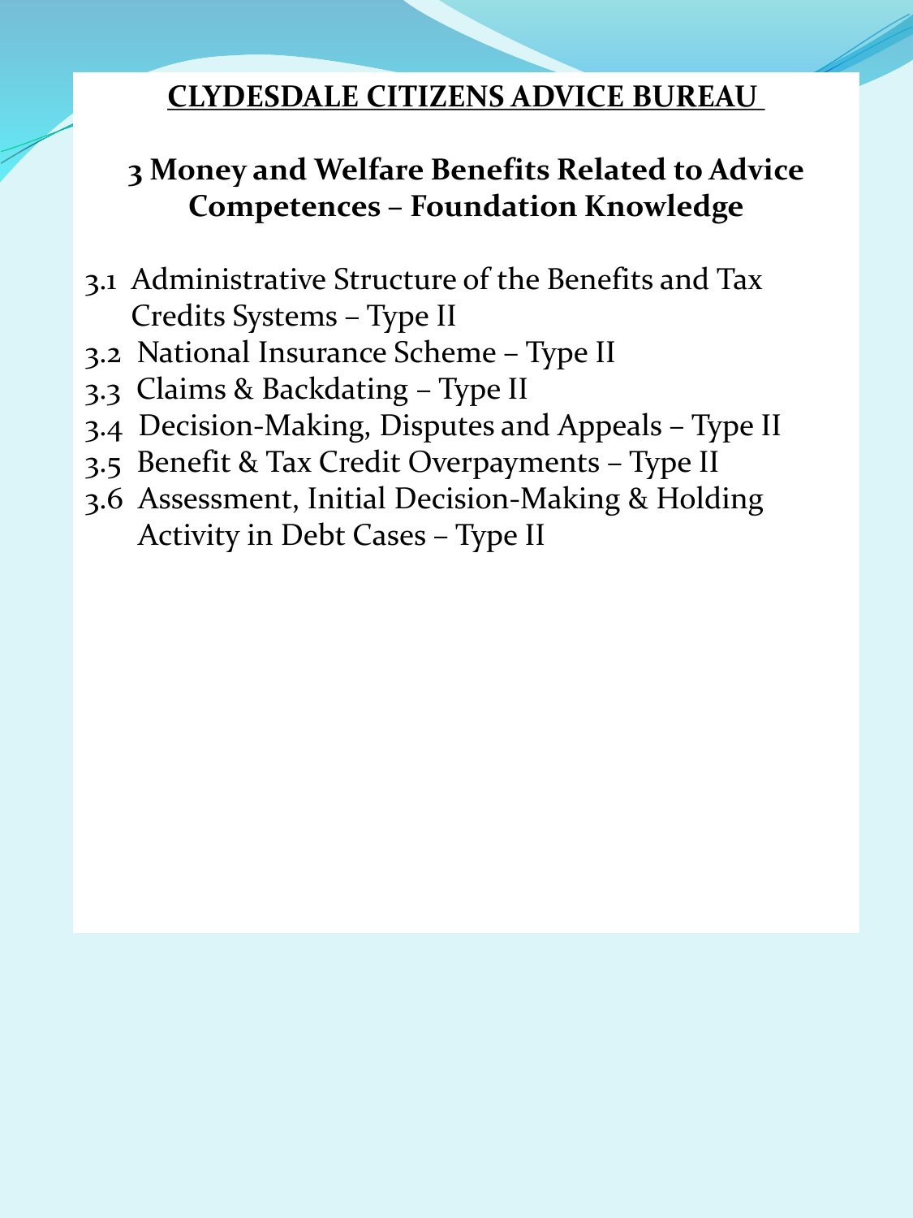# CLYDESDALE CITIZENS ADVICE BUREAU

## 3 Money and Welfare Benefits Related to Advice Competences – Foundation Knowledge

3.1 Administrative Structure of the Benefits and Tax Credits Systems – Type II
3.2 National Insurance Scheme – Type II
3.3 Claims & Backdating – Type II
3.4 Decision-Making, Disputes and Appeals – Type II
3.5 Benefit & Tax Credit Overpayments – Type II
3.6 Assessment, Initial Decision-Making & Holding Activity in Debt Cases – Type II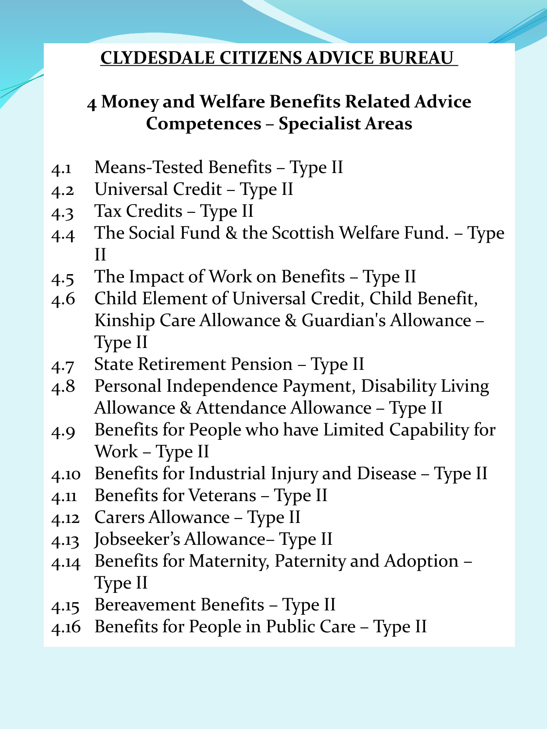## CLYDESDALE CITIZENS ADVICE BUREAU

### 4 Money and Welfare Benefits Related Advice Competences – Specialist Areas

- 4.1 Means-Tested Benefits – Type II
- 4.2 Universal Credit – Type II
- 4.3 Tax Credits – Type II
- 4.4 The Social Fund & the Scottish Welfare Fund. – Type II
- 4.5 The Impact of Work on Benefits – Type II
- 4.6 Child Element of Universal Credit, Child Benefit, Kinship Care Allowance & Guardian's Allowance – Type II
- 4.7 State Retirement Pension – Type II
- 4.8 Personal Independence Payment, Disability Living Allowance & Attendance Allowance – Type II
- 4.9 Benefits for People who have Limited Capability for Work – Type II
- 4.10 Benefits for Industrial Injury and Disease – Type II
- 4.11 Benefits for Veterans – Type II
- 4.12 Carers Allowance – Type II
- 4.13 Jobseeker's Allowance– Type II
- 4.14 Benefits for Maternity, Paternity and Adoption – Type II
- 4.15 Bereavement Benefits – Type II
- 4.16 Benefits for People in Public Care – Type II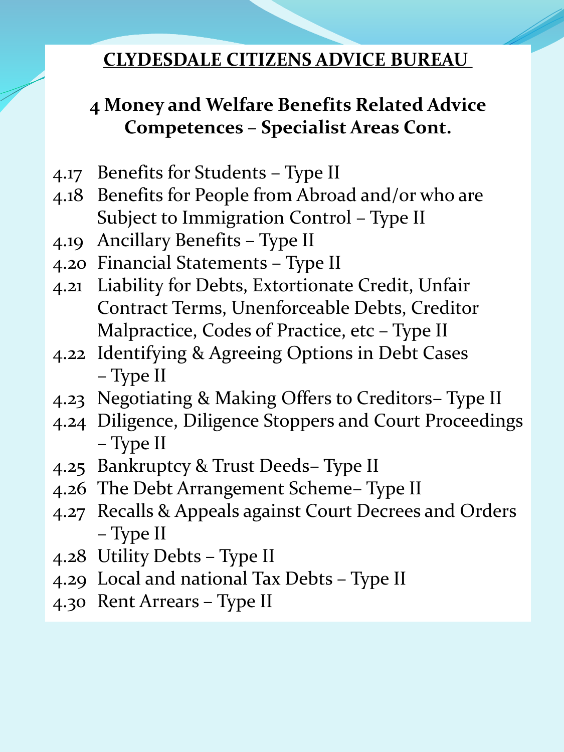## CLYDESDALE CITIZENS ADVICE BUREAU

### 4 Money and Welfare Benefits Related Advice Competences – Specialist Areas Cont.

- 4.17 Benefits for Students – Type II
- 4.18 Benefits for People from Abroad and/or who are Subject to Immigration Control – Type II
- 4.19 Ancillary Benefits – Type II
- 4.20 Financial Statements – Type II
- 4.21 Liability for Debts, Extortionate Credit, Unfair Contract Terms, Unenforceable Debts, Creditor Malpractice, Codes of Practice, etc – Type II
- 4.22 Identifying & Agreeing Options in Debt Cases – Type II
- 4.23 Negotiating & Making Offers to Creditors– Type II
- 4.24 Diligence, Diligence Stoppers and Court Proceedings – Type II
- 4.25 Bankruptcy & Trust Deeds– Type II
- 4.26 The Debt Arrangement Scheme– Type II
- 4.27 Recalls & Appeals against Court Decrees and Orders – Type II
- 4.28 Utility Debts – Type II
- 4.29 Local and national Tax Debts – Type II
- 4.30 Rent Arrears – Type II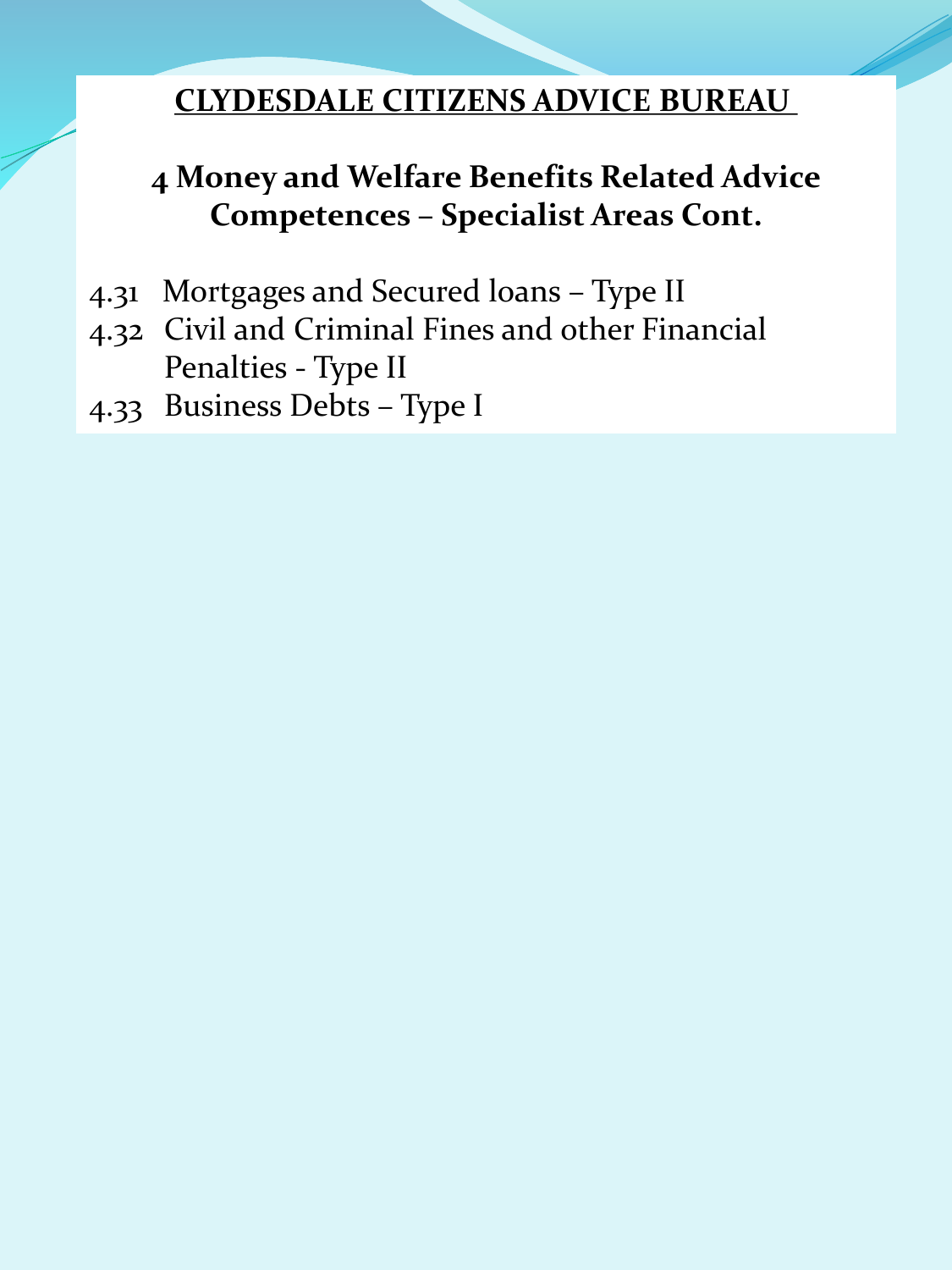## CLYDESDALE CITIZENS ADVICE BUREAU

### 4 Money and Welfare Benefits Related Advice Competences – Specialist Areas Cont.

4.31 Mortgages and Secured loans – Type II

4.32 Civil and Criminal Fines and other Financial Penalties - Type II

4.33 Business Debts – Type I